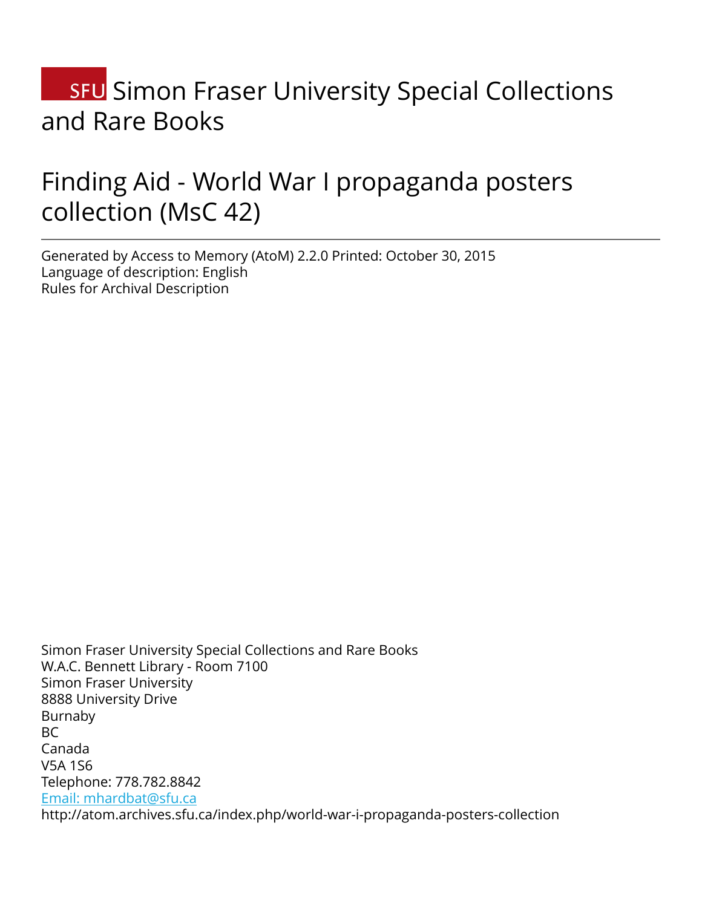# SFU Simon Fraser University Special Collections and Rare Books

# Finding Aid - World War I propaganda posters collection (MsC 42)

---

Generated by Access to Memory (AtoM) 2.2.0 Printed: October 30, 2015
Language of description: English
Rules for Archival Description

Simon Fraser University Special Collections and Rare Books
W.A.C. Bennett Library - Room 7100
Simon Fraser University
8888 University Drive
Burnaby
BC
Canada
V5A 1S6
Telephone: 778.782.8842
[Email: mhardbat@sfu.ca](mailto:mhardbat@sfu.ca)
http://atom.archives.sfu.ca/index.php/world-war-i-propaganda-posters-collection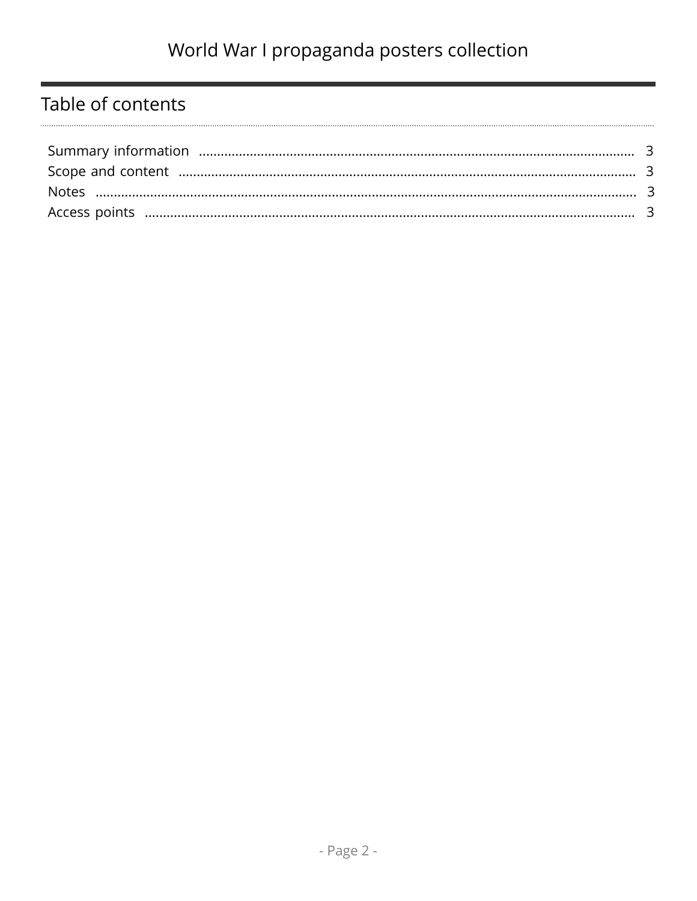## Table of contents

- Summary information ..... 3
- Scope and content ..... 3
- Notes ..... 3
- Access points ..... 3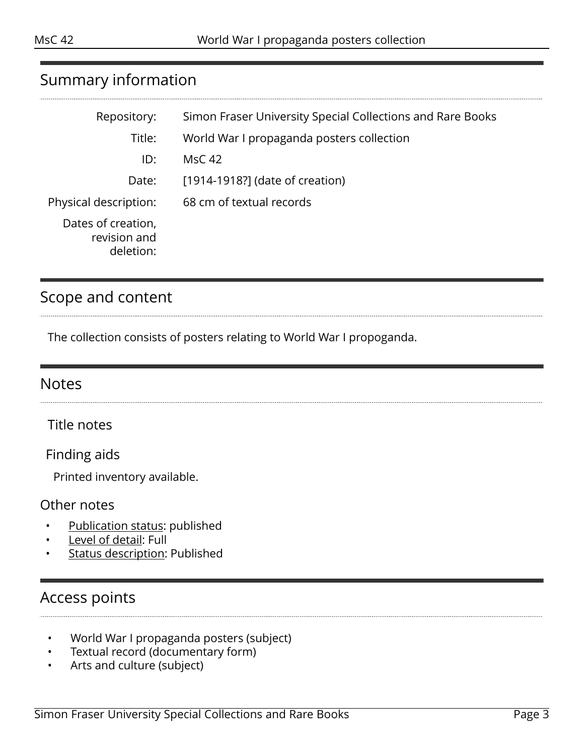## Summary information

| | |
|---|---|
| Repository: | Simon Fraser University Special Collections and Rare Books |
| Title: | World War I propaganda posters collection |
| ID: | MsC 42 |
| Date: | [1914-1918?] (date of creation) |
| Physical description: | 68 cm of textual records |
| Dates of creation, revision and deletion: | |

## Scope and content

The collection consists of posters relating to World War I propoganda.

## Notes

### Title notes

### Finding aids

Printed inventory available.

### Other notes

- Publication status: published
- Level of detail: Full
- Status description: Published

## Access points

- World War I propaganda posters (subject)
- Textual record (documentary form)
- Arts and culture (subject)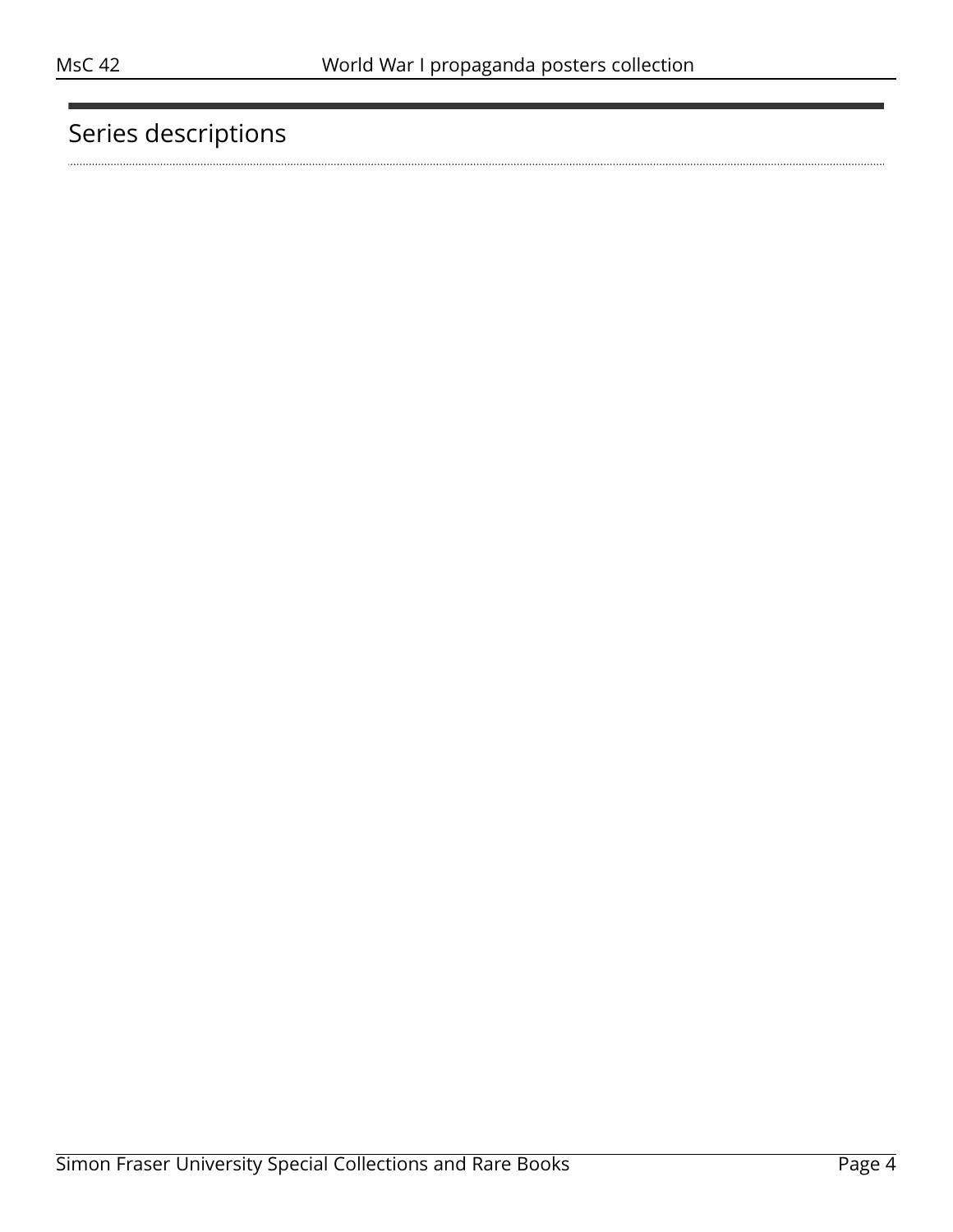## Series descriptions